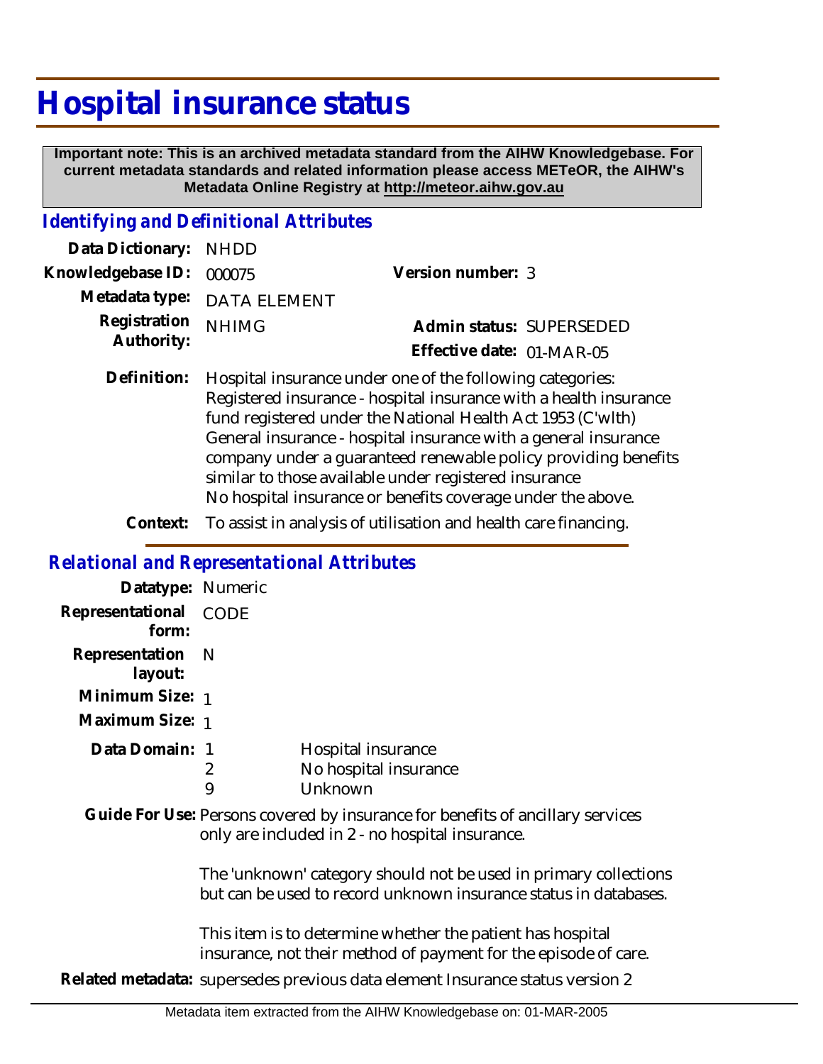# Hospital insurance status

**Important note: This is an archived metadata standard from the AIHW Knowledgebase. For current metadata standards and related information please access METeOR, the AIHW's Metadata Online Registry at http://meteor.aihw.gov.au**

## *Identifying and Definitional Attributes*

**Data Dictionary:** NHDD

**Knowledgebase ID:** 000075 **Version number:** 3

**Metadata type:** DATA ELEMENT

**Registration Authority:** NHIMG **Admin status:** SUPERSEDED

**Effective date:** 01-MAR-05

**Definition:** Hospital insurance under one of the following categories:
Registered insurance - hospital insurance with a health insurance fund registered under the National Health Act 1953 (C'wlth)
General insurance - hospital insurance with a general insurance company under a guaranteed renewable policy providing benefits similar to those available under registered insurance
No hospital insurance or benefits coverage under the above.

**Context:** To assist in analysis of utilisation and health care financing.

## *Relational and Representational Attributes*

**Datatype:** Numeric

**Representational form:** CODE

**Representation layout:** N

**Minimum Size:** 1

**Maximum Size:** 1

**Data Domain:**

| | |
|---|---|
| 1 | Hospital insurance |
| 2 | No hospital insurance |
| 9 | Unknown |

**Guide For Use:** Persons covered by insurance for benefits of ancillary services only are included in 2 - no hospital insurance.

The 'unknown' category should not be used in primary collections but can be used to record unknown insurance status in databases.

This item is to determine whether the patient has hospital insurance, not their method of payment for the episode of care.

**Related metadata:** supersedes previous data element Insurance status version 2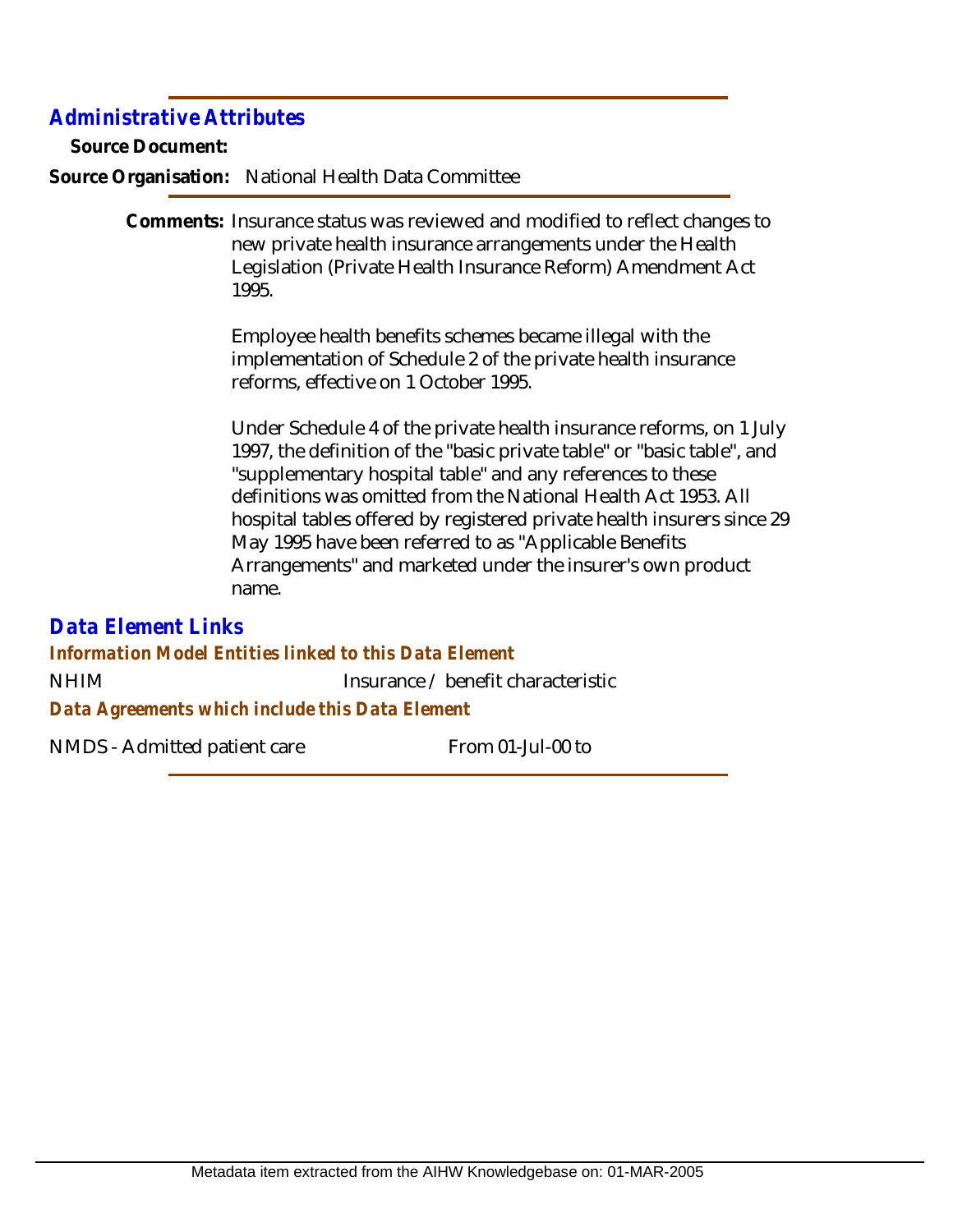## Administrative Attributes

**Source Document:**

**Source Organisation:** National Health Data Committee

**Comments:** Insurance status was reviewed and modified to reflect changes to new private health insurance arrangements under the Health Legislation (Private Health Insurance Reform) Amendment Act 1995.

Employee health benefits schemes became illegal with the implementation of Schedule 2 of the private health insurance reforms, effective on 1 October 1995.

Under Schedule 4 of the private health insurance reforms, on 1 July 1997, the definition of the "basic private table" or "basic table", and "supplementary hospital table" and any references to these definitions was omitted from the National Health Act 1953. All hospital tables offered by registered private health insurers since 29 May 1995 have been referred to as "Applicable Benefits Arrangements" and marketed under the insurer's own product name.

## Data Element Links

### Information Model Entities linked to this Data Element

NHIM Insurance / benefit characteristic

### Data Agreements which include this Data Element

NMDS - Admitted patient care From 01-Jul-00 to